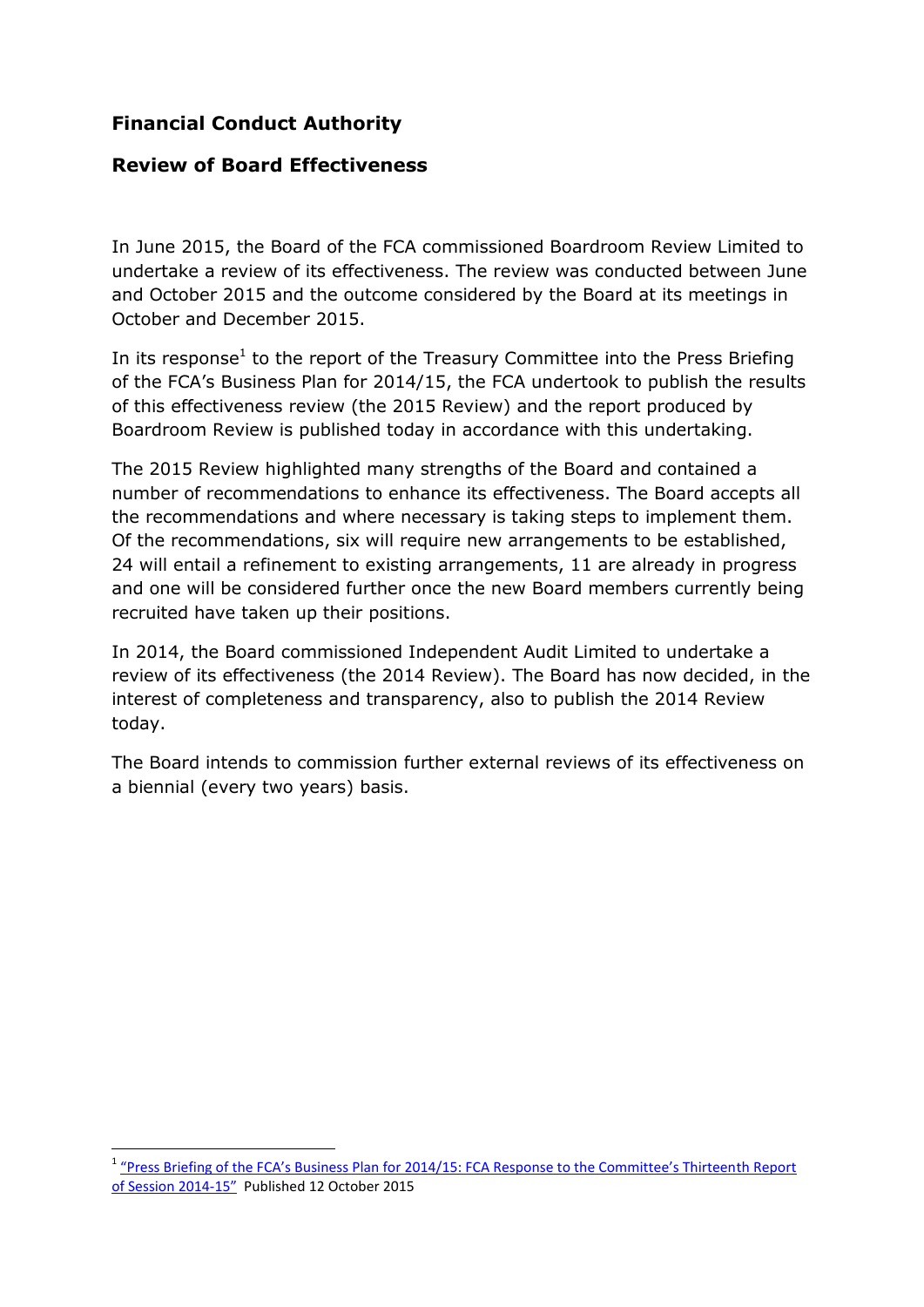# Financial Conduct Authority

## Review of Board Effectiveness

In June 2015, the Board of the FCA commissioned Boardroom Review Limited to undertake a review of its effectiveness. The review was conducted between June and October 2015 and the outcome considered by the Board at its meetings in October and December 2015.

In its response[1] to the report of the Treasury Committee into the Press Briefing of the FCA's Business Plan for 2014/15, the FCA undertook to publish the results of this effectiveness review (the 2015 Review) and the report produced by Boardroom Review is published today in accordance with this undertaking.

The 2015 Review highlighted many strengths of the Board and contained a number of recommendations to enhance its effectiveness. The Board accepts all the recommendations and where necessary is taking steps to implement them. Of the recommendations, six will require new arrangements to be established, 24 will entail a refinement to existing arrangements, 11 are already in progress and one will be considered further once the new Board members currently being recruited have taken up their positions.

In 2014, the Board commissioned Independent Audit Limited to undertake a review of its effectiveness (the 2014 Review). The Board has now decided, in the interest of completeness and transparency, also to publish the 2014 Review today.

The Board intends to commission further external reviews of its effectiveness on a biennial (every two years) basis.

---

[1] "Press Briefing of the FCA's Business Plan for 2014/15: FCA Response to the Committee's Thirteenth Report of Session 2014-15" Published 12 October 2015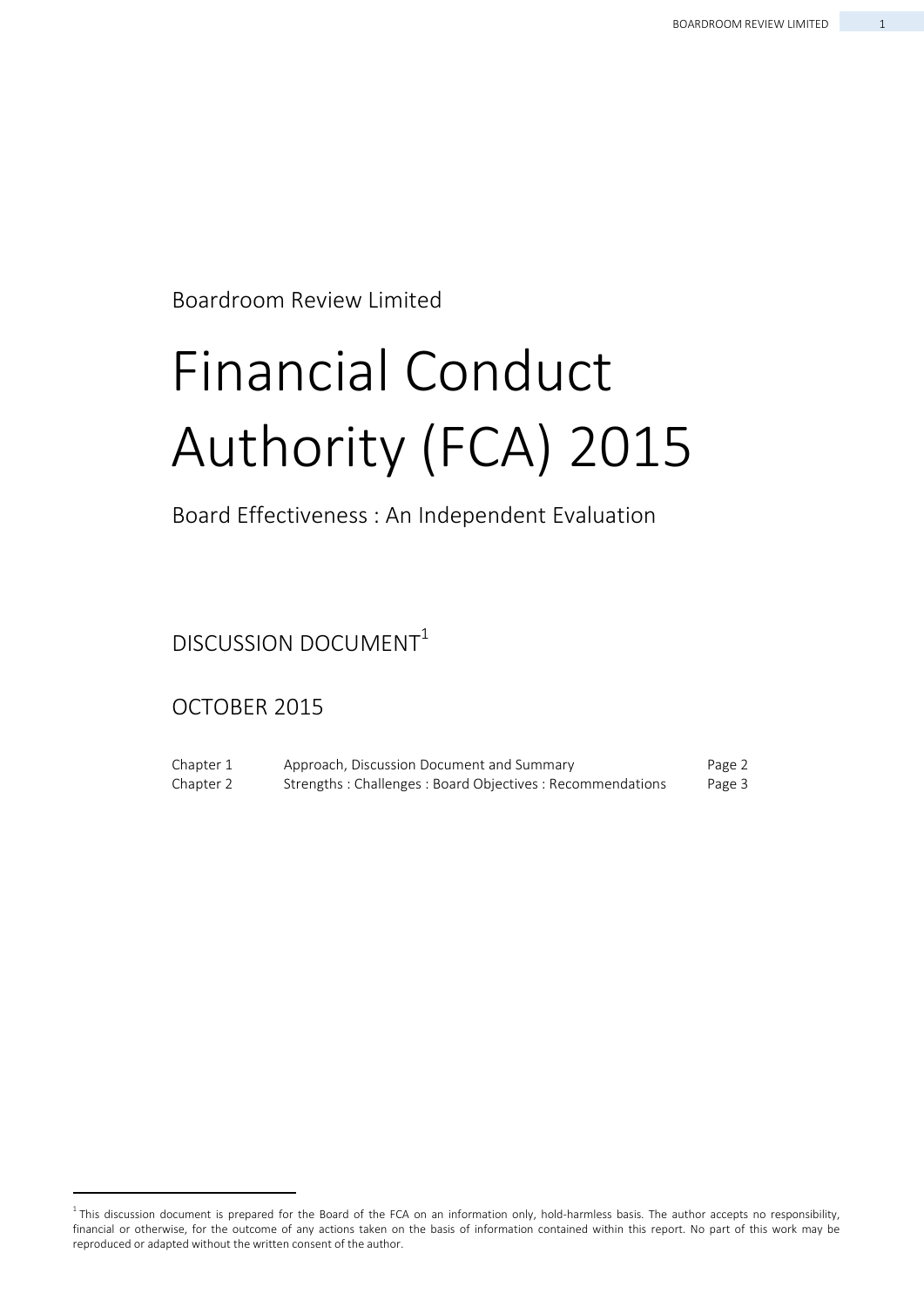Boardroom Review Limited

# Financial Conduct Authority (FCA) 2015

## Board Effectiveness : An Independent Evaluation

DISCUSSION DOCUMENT[1]

OCTOBER 2015

| | | |
|---|---|---|
| Chapter 1 | Approach, Discussion Document and Summary | Page 2 |
| Chapter 2 | Strengths : Challenges : Board Objectives : Recommendations | Page 3 |

[1] This discussion document is prepared for the Board of the FCA on an information only, hold-harmless basis. The author accepts no responsibility, financial or otherwise, for the outcome of any actions taken on the basis of information contained within this report. No part of this work may be reproduced or adapted without the written consent of the author.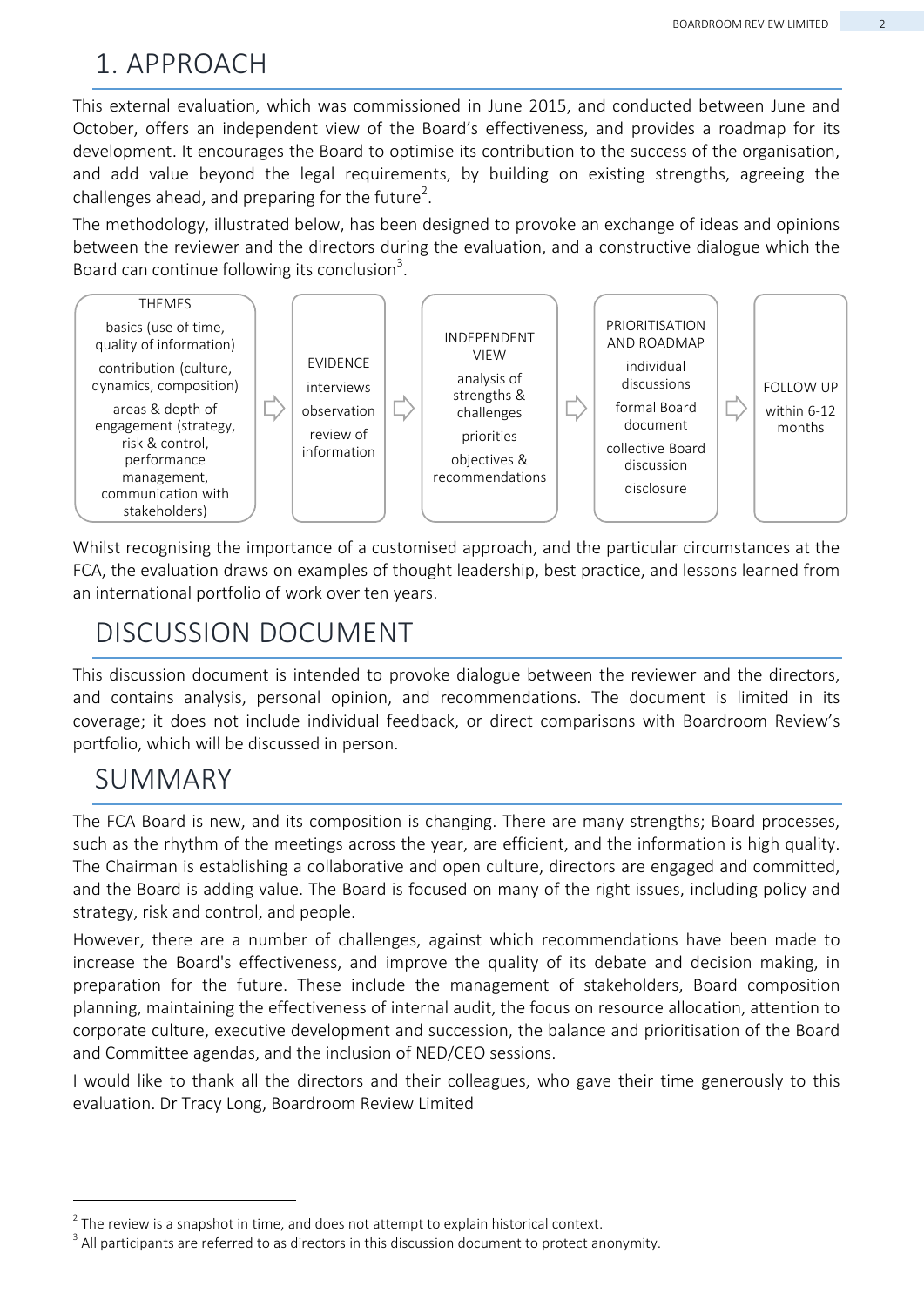# 1. APPROACH

This external evaluation, which was commissioned in June 2015, and conducted between June and October, offers an independent view of the Board's effectiveness, and provides a roadmap for its development. It encourages the Board to optimise its contribution to the success of the organisation, and add value beyond the legal requirements, by building on existing strengths, agreeing the challenges ahead, and preparing for the future[2].

The methodology, illustrated below, has been designed to provoke an exchange of ideas and opinions between the reviewer and the directors during the evaluation, and a constructive dialogue which the Board can continue following its conclusion[3].

| THEMES | | EVIDENCE | | INDEPENDENT VIEW | | PRIORITISATION AND ROADMAP | | FOLLOW UP |
|---|---|---|---|---|---|---|---|---|
| basics (use of time, quality of information)<br>contribution (culture, dynamics, composition)<br>areas & depth of engagement (strategy, risk & control, performance management, communication with stakeholders) | ⇨ | interviews<br>observation<br>review of information | ⇨ | analysis of strengths & challenges<br>priorities<br>objectives & recommendations | ⇨ | individual discussions<br>formal Board document<br>collective Board discussion<br>disclosure | ⇨ | within 6-12 months |

Whilst recognising the importance of a customised approach, and the particular circumstances at the FCA, the evaluation draws on examples of thought leadership, best practice, and lessons learned from an international portfolio of work over ten years.

# DISCUSSION DOCUMENT

This discussion document is intended to provoke dialogue between the reviewer and the directors, and contains analysis, personal opinion, and recommendations. The document is limited in its coverage; it does not include individual feedback, or direct comparisons with Boardroom Review's portfolio, which will be discussed in person.

# SUMMARY

The FCA Board is new, and its composition is changing. There are many strengths; Board processes, such as the rhythm of the meetings across the year, are efficient, and the information is high quality. The Chairman is establishing a collaborative and open culture, directors are engaged and committed, and the Board is adding value. The Board is focused on many of the right issues, including policy and strategy, risk and control, and people.

However, there are a number of challenges, against which recommendations have been made to increase the Board's effectiveness, and improve the quality of its debate and decision making, in preparation for the future. These include the management of stakeholders, Board composition planning, maintaining the effectiveness of internal audit, the focus on resource allocation, attention to corporate culture, executive development and succession, the balance and prioritisation of the Board and Committee agendas, and the inclusion of NED/CEO sessions.

I would like to thank all the directors and their colleagues, who gave their time generously to this evaluation. Dr Tracy Long, Boardroom Review Limited

---

[2] The review is a snapshot in time, and does not attempt to explain historical context.

[3] All participants are referred to as directors in this discussion document to protect anonymity.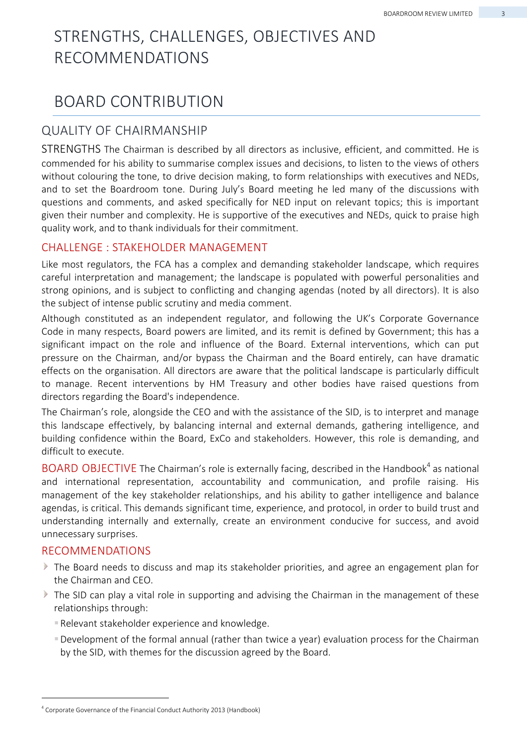# STRENGTHS, CHALLENGES, OBJECTIVES AND RECOMMENDATIONS

# BOARD CONTRIBUTION

## QUALITY OF CHAIRMANSHIP

STRENGTHS The Chairman is described by all directors as inclusive, efficient, and committed. He is commended for his ability to summarise complex issues and decisions, to listen to the views of others without colouring the tone, to drive decision making, to form relationships with executives and NEDs, and to set the Boardroom tone. During July's Board meeting he led many of the discussions with questions and comments, and asked specifically for NED input on relevant topics; this is important given their number and complexity. He is supportive of the executives and NEDs, quick to praise high quality work, and to thank individuals for their commitment.

### CHALLENGE : STAKEHOLDER MANAGEMENT

Like most regulators, the FCA has a complex and demanding stakeholder landscape, which requires careful interpretation and management; the landscape is populated with powerful personalities and strong opinions, and is subject to conflicting and changing agendas (noted by all directors). It is also the subject of intense public scrutiny and media comment.

Although constituted as an independent regulator, and following the UK's Corporate Governance Code in many respects, Board powers are limited, and its remit is defined by Government; this has a significant impact on the role and influence of the Board. External interventions, which can put pressure on the Chairman, and/or bypass the Chairman and the Board entirely, can have dramatic effects on the organisation. All directors are aware that the political landscape is particularly difficult to manage. Recent interventions by HM Treasury and other bodies have raised questions from directors regarding the Board's independence.

The Chairman's role, alongside the CEO and with the assistance of the SID, is to interpret and manage this landscape effectively, by balancing internal and external demands, gathering intelligence, and building confidence within the Board, ExCo and stakeholders. However, this role is demanding, and difficult to execute.

BOARD OBJECTIVE The Chairman's role is externally facing, described in the Handbook[4] as national and international representation, accountability and communication, and profile raising. His management of the key stakeholder relationships, and his ability to gather intelligence and balance agendas, is critical. This demands significant time, experience, and protocol, in order to build trust and understanding internally and externally, create an environment conducive for success, and avoid unnecessary surprises.

### RECOMMENDATIONS

- The Board needs to discuss and map its stakeholder priorities, and agree an engagement plan for the Chairman and CEO.
- The SID can play a vital role in supporting and advising the Chairman in the management of these relationships through:
  - Relevant stakeholder experience and knowledge.
  - Development of the formal annual (rather than twice a year) evaluation process for the Chairman by the SID, with themes for the discussion agreed by the Board.

---

[4] Corporate Governance of the Financial Conduct Authority 2013 (Handbook)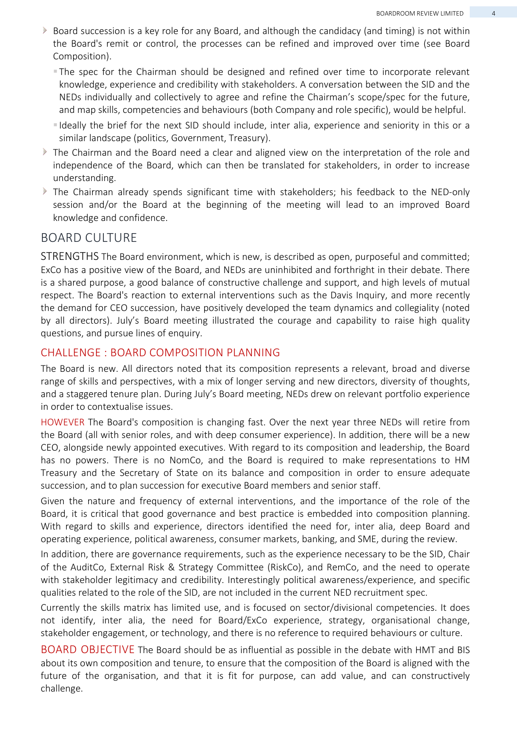- Board succession is a key role for any Board, and although the candidacy (and timing) is not within the Board's remit or control, the processes can be refined and improved over time (see Board Composition).
  - The spec for the Chairman should be designed and refined over time to incorporate relevant knowledge, experience and credibility with stakeholders. A conversation between the SID and the NEDs individually and collectively to agree and refine the Chairman's scope/spec for the future, and map skills, competencies and behaviours (both Company and role specific), would be helpful.
  - Ideally the brief for the next SID should include, inter alia, experience and seniority in this or a similar landscape (politics, Government, Treasury).
- The Chairman and the Board need a clear and aligned view on the interpretation of the role and independence of the Board, which can then be translated for stakeholders, in order to increase understanding.
- The Chairman already spends significant time with stakeholders; his feedback to the NED-only session and/or the Board at the beginning of the meeting will lead to an improved Board knowledge and confidence.

## BOARD CULTURE

STRENGTHS The Board environment, which is new, is described as open, purposeful and committed; ExCo has a positive view of the Board, and NEDs are uninhibited and forthright in their debate. There is a shared purpose, a good balance of constructive challenge and support, and high levels of mutual respect. The Board's reaction to external interventions such as the Davis Inquiry, and more recently the demand for CEO succession, have positively developed the team dynamics and collegiality (noted by all directors). July's Board meeting illustrated the courage and capability to raise high quality questions, and pursue lines of enquiry.

### CHALLENGE : BOARD COMPOSITION PLANNING

The Board is new. All directors noted that its composition represents a relevant, broad and diverse range of skills and perspectives, with a mix of longer serving and new directors, diversity of thoughts, and a staggered tenure plan. During July's Board meeting, NEDs drew on relevant portfolio experience in order to contextualise issues.

HOWEVER The Board's composition is changing fast. Over the next year three NEDs will retire from the Board (all with senior roles, and with deep consumer experience). In addition, there will be a new CEO, alongside newly appointed executives. With regard to its composition and leadership, the Board has no powers. There is no NomCo, and the Board is required to make representations to HM Treasury and the Secretary of State on its balance and composition in order to ensure adequate succession, and to plan succession for executive Board members and senior staff.

Given the nature and frequency of external interventions, and the importance of the role of the Board, it is critical that good governance and best practice is embedded into composition planning. With regard to skills and experience, directors identified the need for, inter alia, deep Board and operating experience, political awareness, consumer markets, banking, and SME, during the review.

In addition, there are governance requirements, such as the experience necessary to be the SID, Chair of the AuditCo, External Risk & Strategy Committee (RiskCo), and RemCo, and the need to operate with stakeholder legitimacy and credibility. Interestingly political awareness/experience, and specific qualities related to the role of the SID, are not included in the current NED recruitment spec.

Currently the skills matrix has limited use, and is focused on sector/divisional competencies. It does not identify, inter alia, the need for Board/ExCo experience, strategy, organisational change, stakeholder engagement, or technology, and there is no reference to required behaviours or culture.

BOARD OBJECTIVE The Board should be as influential as possible in the debate with HMT and BIS about its own composition and tenure, to ensure that the composition of the Board is aligned with the future of the organisation, and that it is fit for purpose, can add value, and can constructively challenge.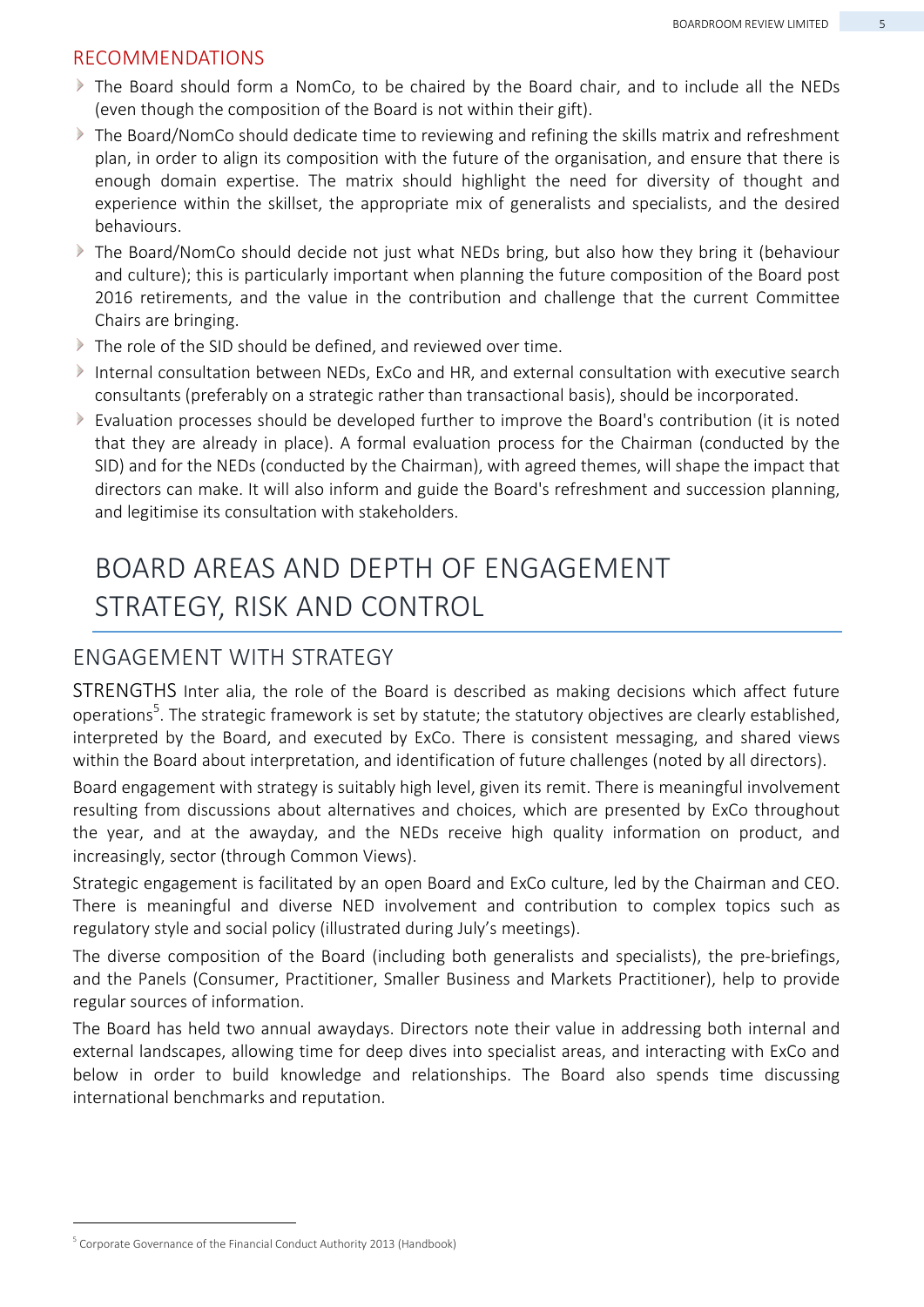## RECOMMENDATIONS

- The Board should form a NomCo, to be chaired by the Board chair, and to include all the NEDs (even though the composition of the Board is not within their gift).
- The Board/NomCo should dedicate time to reviewing and refining the skills matrix and refreshment plan, in order to align its composition with the future of the organisation, and ensure that there is enough domain expertise. The matrix should highlight the need for diversity of thought and experience within the skillset, the appropriate mix of generalists and specialists, and the desired behaviours.
- The Board/NomCo should decide not just what NEDs bring, but also how they bring it (behaviour and culture); this is particularly important when planning the future composition of the Board post 2016 retirements, and the value in the contribution and challenge that the current Committee Chairs are bringing.
- The role of the SID should be defined, and reviewed over time.
- Internal consultation between NEDs, ExCo and HR, and external consultation with executive search consultants (preferably on a strategic rather than transactional basis), should be incorporated.
- Evaluation processes should be developed further to improve the Board's contribution (it is noted that they are already in place). A formal evaluation process for the Chairman (conducted by the SID) and for the NEDs (conducted by the Chairman), with agreed themes, will shape the impact that directors can make. It will also inform and guide the Board's refreshment and succession planning, and legitimise its consultation with stakeholders.

# BOARD AREAS AND DEPTH OF ENGAGEMENT STRATEGY, RISK AND CONTROL

## ENGAGEMENT WITH STRATEGY

STRENGTHS Inter alia, the role of the Board is described as making decisions which affect future operations[5]. The strategic framework is set by statute; the statutory objectives are clearly established, interpreted by the Board, and executed by ExCo. There is consistent messaging, and shared views within the Board about interpretation, and identification of future challenges (noted by all directors).

Board engagement with strategy is suitably high level, given its remit. There is meaningful involvement resulting from discussions about alternatives and choices, which are presented by ExCo throughout the year, and at the awayday, and the NEDs receive high quality information on product, and increasingly, sector (through Common Views).

Strategic engagement is facilitated by an open Board and ExCo culture, led by the Chairman and CEO. There is meaningful and diverse NED involvement and contribution to complex topics such as regulatory style and social policy (illustrated during July's meetings).

The diverse composition of the Board (including both generalists and specialists), the pre-briefings, and the Panels (Consumer, Practitioner, Smaller Business and Markets Practitioner), help to provide regular sources of information.

The Board has held two annual awaydays. Directors note their value in addressing both internal and external landscapes, allowing time for deep dives into specialist areas, and interacting with ExCo and below in order to build knowledge and relationships. The Board also spends time discussing international benchmarks and reputation.

[5] Corporate Governance of the Financial Conduct Authority 2013 (Handbook)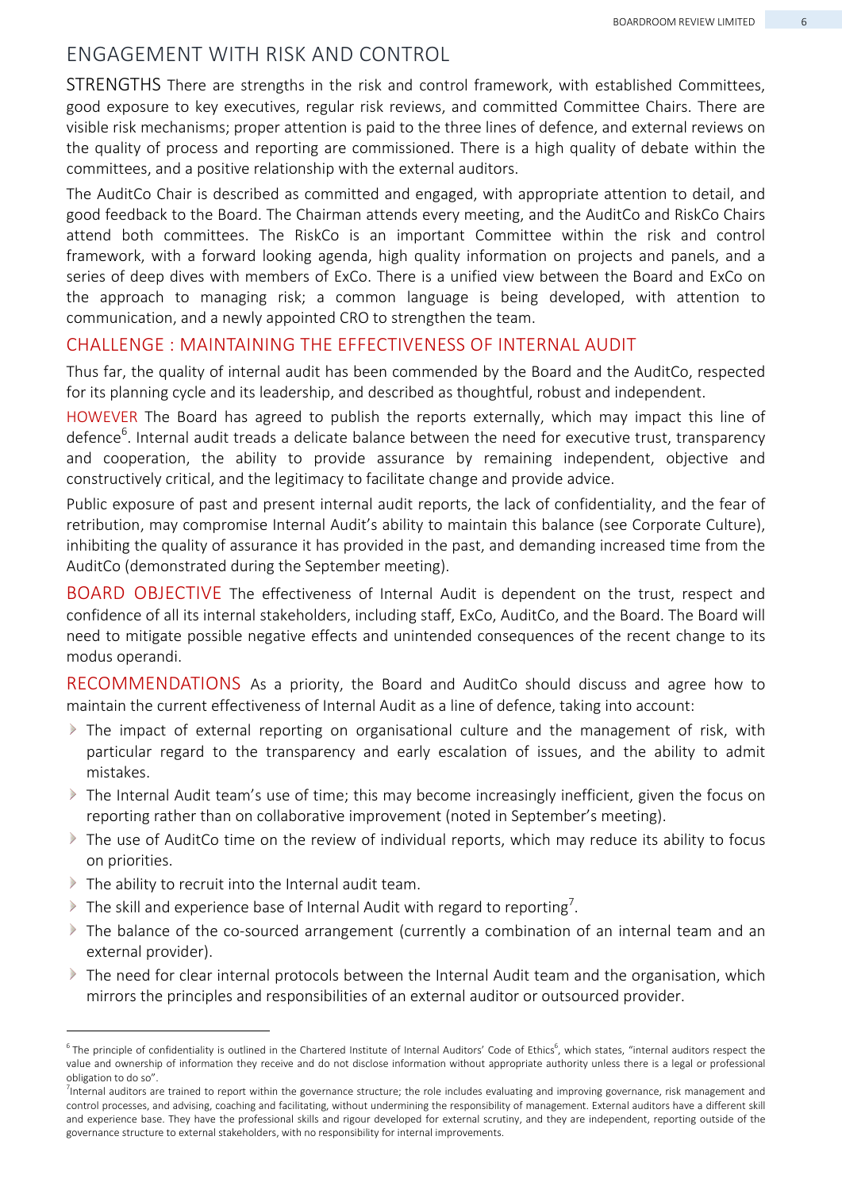## ENGAGEMENT WITH RISK AND CONTROL

STRENGTHS There are strengths in the risk and control framework, with established Committees, good exposure to key executives, regular risk reviews, and committed Committee Chairs. There are visible risk mechanisms; proper attention is paid to the three lines of defence, and external reviews on the quality of process and reporting are commissioned. There is a high quality of debate within the committees, and a positive relationship with the external auditors.

The AuditCo Chair is described as committed and engaged, with appropriate attention to detail, and good feedback to the Board. The Chairman attends every meeting, and the AuditCo and RiskCo Chairs attend both committees. The RiskCo is an important Committee within the risk and control framework, with a forward looking agenda, high quality information on projects and panels, and a series of deep dives with members of ExCo. There is a unified view between the Board and ExCo on the approach to managing risk; a common language is being developed, with attention to communication, and a newly appointed CRO to strengthen the team.

### CHALLENGE : MAINTAINING THE EFFECTIVENESS OF INTERNAL AUDIT

Thus far, the quality of internal audit has been commended by the Board and the AuditCo, respected for its planning cycle and its leadership, and described as thoughtful, robust and independent.

HOWEVER The Board has agreed to publish the reports externally, which may impact this line of defence[6]. Internal audit treads a delicate balance between the need for executive trust, transparency and cooperation, the ability to provide assurance by remaining independent, objective and constructively critical, and the legitimacy to facilitate change and provide advice.

Public exposure of past and present internal audit reports, the lack of confidentiality, and the fear of retribution, may compromise Internal Audit's ability to maintain this balance (see Corporate Culture), inhibiting the quality of assurance it has provided in the past, and demanding increased time from the AuditCo (demonstrated during the September meeting).

BOARD OBJECTIVE The effectiveness of Internal Audit is dependent on the trust, respect and confidence of all its internal stakeholders, including staff, ExCo, AuditCo, and the Board. The Board will need to mitigate possible negative effects and unintended consequences of the recent change to its modus operandi.

RECOMMENDATIONS As a priority, the Board and AuditCo should discuss and agree how to maintain the current effectiveness of Internal Audit as a line of defence, taking into account:

- The impact of external reporting on organisational culture and the management of risk, with particular regard to the transparency and early escalation of issues, and the ability to admit mistakes.
- The Internal Audit team's use of time; this may become increasingly inefficient, given the focus on reporting rather than on collaborative improvement (noted in September's meeting).
- The use of AuditCo time on the review of individual reports, which may reduce its ability to focus on priorities.
- The ability to recruit into the Internal audit team.
- The skill and experience base of Internal Audit with regard to reporting[7].
- The balance of the co-sourced arrangement (currently a combination of an internal team and an external provider).
- The need for clear internal protocols between the Internal Audit team and the organisation, which mirrors the principles and responsibilities of an external auditor or outsourced provider.

---

[6] The principle of confidentiality is outlined in the Chartered Institute of Internal Auditors' Code of Ethics[6], which states, "internal auditors respect the value and ownership of information they receive and do not disclose information without appropriate authority unless there is a legal or professional obligation to do so".

[7] Internal auditors are trained to report within the governance structure; the role includes evaluating and improving governance, risk management and control processes, and advising, coaching and facilitating, without undermining the responsibility of management. External auditors have a different skill and experience base. They have the professional skills and rigour developed for external scrutiny, and they are independent, reporting outside of the governance structure to external stakeholders, with no responsibility for internal improvements.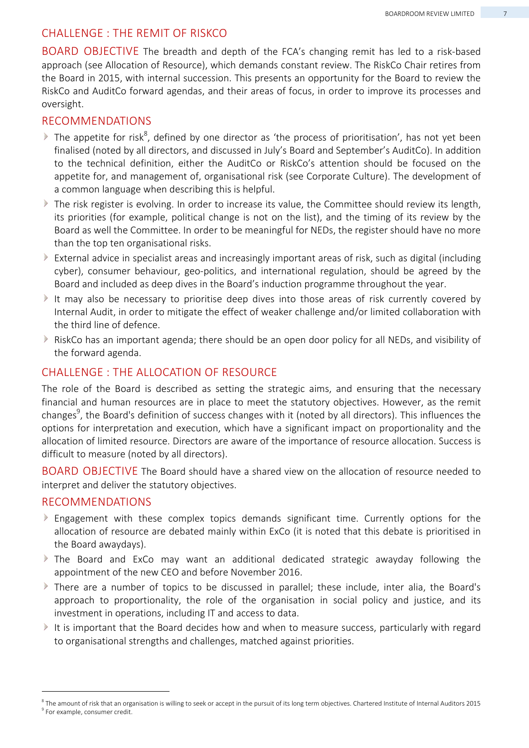## CHALLENGE : THE REMIT OF RISKCO

**BOARD OBJECTIVE** The breadth and depth of the FCA's changing remit has led to a risk-based approach (see Allocation of Resource), which demands constant review. The RiskCo Chair retires from the Board in 2015, with internal succession. This presents an opportunity for the Board to review the RiskCo and AuditCo forward agendas, and their areas of focus, in order to improve its processes and oversight.

### RECOMMENDATIONS

- The appetite for risk[8], defined by one director as 'the process of prioritisation', has not yet been finalised (noted by all directors, and discussed in July's Board and September's AuditCo). In addition to the technical definition, either the AuditCo or RiskCo's attention should be focused on the appetite for, and management of, organisational risk (see Corporate Culture). The development of a common language when describing this is helpful.
- The risk register is evolving. In order to increase its value, the Committee should review its length, its priorities (for example, political change is not on the list), and the timing of its review by the Board as well the Committee. In order to be meaningful for NEDs, the register should have no more than the top ten organisational risks.
- External advice in specialist areas and increasingly important areas of risk, such as digital (including cyber), consumer behaviour, geo-politics, and international regulation, should be agreed by the Board and included as deep dives in the Board's induction programme throughout the year.
- It may also be necessary to prioritise deep dives into those areas of risk currently covered by Internal Audit, in order to mitigate the effect of weaker challenge and/or limited collaboration with the third line of defence.
- RiskCo has an important agenda; there should be an open door policy for all NEDs, and visibility of the forward agenda.

## CHALLENGE : THE ALLOCATION OF RESOURCE

The role of the Board is described as setting the strategic aims, and ensuring that the necessary financial and human resources are in place to meet the statutory objectives. However, as the remit changes[9], the Board's definition of success changes with it (noted by all directors). This influences the options for interpretation and execution, which have a significant impact on proportionality and the allocation of limited resource. Directors are aware of the importance of resource allocation. Success is difficult to measure (noted by all directors).

**BOARD OBJECTIVE** The Board should have a shared view on the allocation of resource needed to interpret and deliver the statutory objectives.

### RECOMMENDATIONS

- Engagement with these complex topics demands significant time. Currently options for the allocation of resource are debated mainly within ExCo (it is noted that this debate is prioritised in the Board awaydays).
- The Board and ExCo may want an additional dedicated strategic awayday following the appointment of the new CEO and before November 2016.
- There are a number of topics to be discussed in parallel; these include, inter alia, the Board's approach to proportionality, the role of the organisation in social policy and justice, and its investment in operations, including IT and access to data.
- It is important that the Board decides how and when to measure success, particularly with regard to organisational strengths and challenges, matched against priorities.

---

[8] The amount of risk that an organisation is willing to seek or accept in the pursuit of its long term objectives. Chartered Institute of Internal Auditors 2015

[9] For example, consumer credit.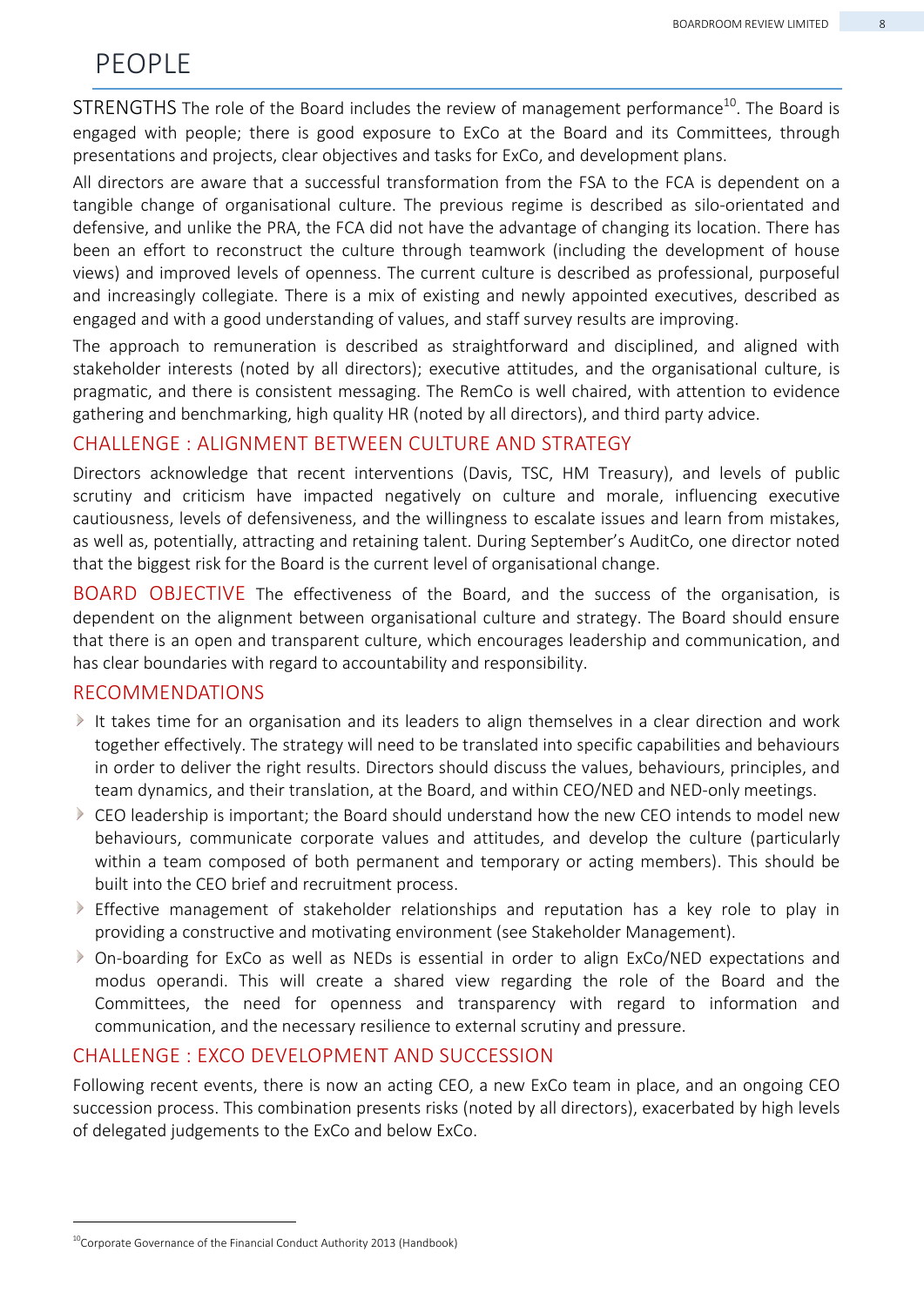# PEOPLE

STRENGTHS The role of the Board includes the review of management performance[10]. The Board is engaged with people; there is good exposure to ExCo at the Board and its Committees, through presentations and projects, clear objectives and tasks for ExCo, and development plans.

All directors are aware that a successful transformation from the FSA to the FCA is dependent on a tangible change of organisational culture. The previous regime is described as silo-orientated and defensive, and unlike the PRA, the FCA did not have the advantage of changing its location. There has been an effort to reconstruct the culture through teamwork (including the development of house views) and improved levels of openness. The current culture is described as professional, purposeful and increasingly collegiate. There is a mix of existing and newly appointed executives, described as engaged and with a good understanding of values, and staff survey results are improving.

The approach to remuneration is described as straightforward and disciplined, and aligned with stakeholder interests (noted by all directors); executive attitudes, and the organisational culture, is pragmatic, and there is consistent messaging. The RemCo is well chaired, with attention to evidence gathering and benchmarking, high quality HR (noted by all directors), and third party advice.

## CHALLENGE : ALIGNMENT BETWEEN CULTURE AND STRATEGY

Directors acknowledge that recent interventions (Davis, TSC, HM Treasury), and levels of public scrutiny and criticism have impacted negatively on culture and morale, influencing executive cautiousness, levels of defensiveness, and the willingness to escalate issues and learn from mistakes, as well as, potentially, attracting and retaining talent. During September's AuditCo, one director noted that the biggest risk for the Board is the current level of organisational change.

BOARD OBJECTIVE The effectiveness of the Board, and the success of the organisation, is dependent on the alignment between organisational culture and strategy. The Board should ensure that there is an open and transparent culture, which encourages leadership and communication, and has clear boundaries with regard to accountability and responsibility.

## RECOMMENDATIONS

- It takes time for an organisation and its leaders to align themselves in a clear direction and work together effectively. The strategy will need to be translated into specific capabilities and behaviours in order to deliver the right results. Directors should discuss the values, behaviours, principles, and team dynamics, and their translation, at the Board, and within CEO/NED and NED-only meetings.
- CEO leadership is important; the Board should understand how the new CEO intends to model new behaviours, communicate corporate values and attitudes, and develop the culture (particularly within a team composed of both permanent and temporary or acting members). This should be built into the CEO brief and recruitment process.
- Effective management of stakeholder relationships and reputation has a key role to play in providing a constructive and motivating environment (see Stakeholder Management).
- On-boarding for ExCo as well as NEDs is essential in order to align ExCo/NED expectations and modus operandi. This will create a shared view regarding the role of the Board and the Committees, the need for openness and transparency with regard to information and communication, and the necessary resilience to external scrutiny and pressure.

## CHALLENGE : EXCO DEVELOPMENT AND SUCCESSION

Following recent events, there is now an acting CEO, a new ExCo team in place, and an ongoing CEO succession process. This combination presents risks (noted by all directors), exacerbated by high levels of delegated judgements to the ExCo and below ExCo.

[10] Corporate Governance of the Financial Conduct Authority 2013 (Handbook)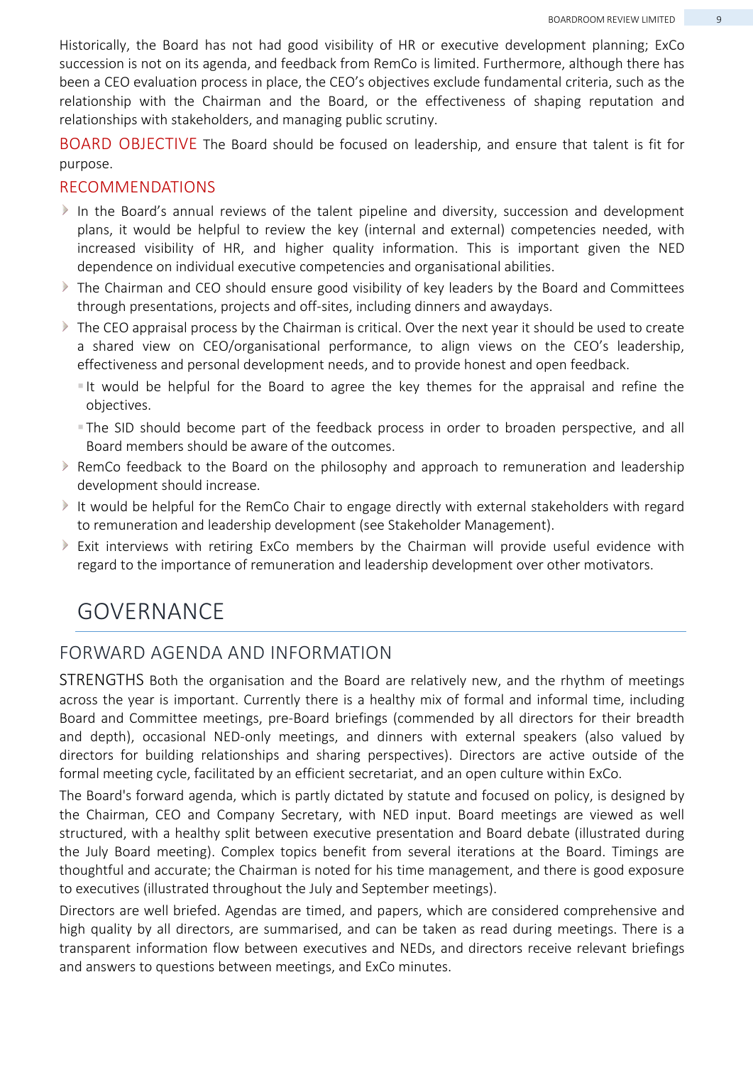Historically, the Board has not had good visibility of HR or executive development planning; ExCo succession is not on its agenda, and feedback from RemCo is limited. Furthermore, although there has been a CEO evaluation process in place, the CEO's objectives exclude fundamental criteria, such as the relationship with the Chairman and the Board, or the effectiveness of shaping reputation and relationships with stakeholders, and managing public scrutiny.

BOARD OBJECTIVE The Board should be focused on leadership, and ensure that talent is fit for purpose.

RECOMMENDATIONS

- In the Board's annual reviews of the talent pipeline and diversity, succession and development plans, it would be helpful to review the key (internal and external) competencies needed, with increased visibility of HR, and higher quality information. This is important given the NED dependence on individual executive competencies and organisational abilities.
- The Chairman and CEO should ensure good visibility of key leaders by the Board and Committees through presentations, projects and off-sites, including dinners and awaydays.
- The CEO appraisal process by the Chairman is critical. Over the next year it should be used to create a shared view on CEO/organisational performance, to align views on the CEO's leadership, effectiveness and personal development needs, and to provide honest and open feedback.
  - It would be helpful for the Board to agree the key themes for the appraisal and refine the objectives.
  - The SID should become part of the feedback process in order to broaden perspective, and all Board members should be aware of the outcomes.
- RemCo feedback to the Board on the philosophy and approach to remuneration and leadership development should increase.
- It would be helpful for the RemCo Chair to engage directly with external stakeholders with regard to remuneration and leadership development (see Stakeholder Management).
- Exit interviews with retiring ExCo members by the Chairman will provide useful evidence with regard to the importance of remuneration and leadership development over other motivators.

# GOVERNANCE

## FORWARD AGENDA AND INFORMATION

STRENGTHS Both the organisation and the Board are relatively new, and the rhythm of meetings across the year is important. Currently there is a healthy mix of formal and informal time, including Board and Committee meetings, pre-Board briefings (commended by all directors for their breadth and depth), occasional NED-only meetings, and dinners with external speakers (also valued by directors for building relationships and sharing perspectives). Directors are active outside of the formal meeting cycle, facilitated by an efficient secretariat, and an open culture within ExCo.

The Board's forward agenda, which is partly dictated by statute and focused on policy, is designed by the Chairman, CEO and Company Secretary, with NED input. Board meetings are viewed as well structured, with a healthy split between executive presentation and Board debate (illustrated during the July Board meeting). Complex topics benefit from several iterations at the Board. Timings are thoughtful and accurate; the Chairman is noted for his time management, and there is good exposure to executives (illustrated throughout the July and September meetings).

Directors are well briefed. Agendas are timed, and papers, which are considered comprehensive and high quality by all directors, are summarised, and can be taken as read during meetings. There is a transparent information flow between executives and NEDs, and directors receive relevant briefings and answers to questions between meetings, and ExCo minutes.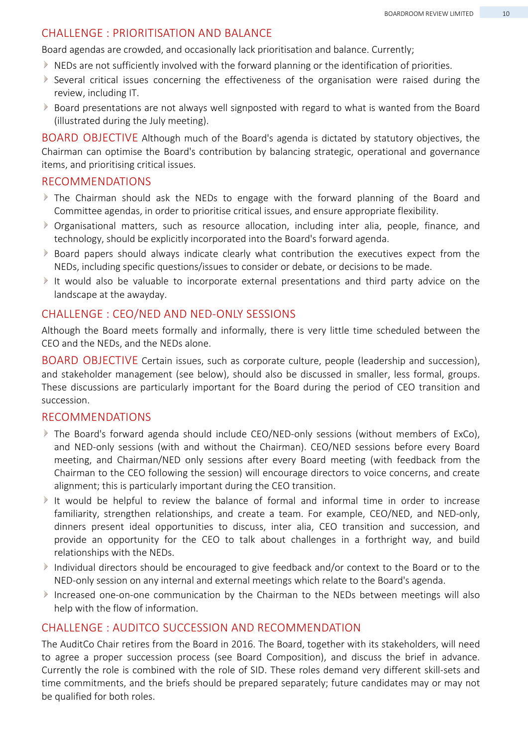## CHALLENGE : PRIORITISATION AND BALANCE

Board agendas are crowded, and occasionally lack prioritisation and balance. Currently;

- NEDs are not sufficiently involved with the forward planning or the identification of priorities.
- Several critical issues concerning the effectiveness of the organisation were raised during the review, including IT.
- Board presentations are not always well signposted with regard to what is wanted from the Board (illustrated during the July meeting).

BOARD OBJECTIVE Although much of the Board's agenda is dictated by statutory objectives, the Chairman can optimise the Board's contribution by balancing strategic, operational and governance items, and prioritising critical issues.

## RECOMMENDATIONS

- The Chairman should ask the NEDs to engage with the forward planning of the Board and Committee agendas, in order to prioritise critical issues, and ensure appropriate flexibility.
- Organisational matters, such as resource allocation, including inter alia, people, finance, and technology, should be explicitly incorporated into the Board's forward agenda.
- Board papers should always indicate clearly what contribution the executives expect from the NEDs, including specific questions/issues to consider or debate, or decisions to be made.
- It would also be valuable to incorporate external presentations and third party advice on the landscape at the awayday.

## CHALLENGE : CEO/NED AND NED-ONLY SESSIONS

Although the Board meets formally and informally, there is very little time scheduled between the CEO and the NEDs, and the NEDs alone.

BOARD OBJECTIVE Certain issues, such as corporate culture, people (leadership and succession), and stakeholder management (see below), should also be discussed in smaller, less formal, groups. These discussions are particularly important for the Board during the period of CEO transition and succession.

## RECOMMENDATIONS

- The Board's forward agenda should include CEO/NED-only sessions (without members of ExCo), and NED-only sessions (with and without the Chairman). CEO/NED sessions before every Board meeting, and Chairman/NED only sessions after every Board meeting (with feedback from the Chairman to the CEO following the session) will encourage directors to voice concerns, and create alignment; this is particularly important during the CEO transition.
- It would be helpful to review the balance of formal and informal time in order to increase familiarity, strengthen relationships, and create a team. For example, CEO/NED, and NED-only, dinners present ideal opportunities to discuss, inter alia, CEO transition and succession, and provide an opportunity for the CEO to talk about challenges in a forthright way, and build relationships with the NEDs.
- Individual directors should be encouraged to give feedback and/or context to the Board or to the NED-only session on any internal and external meetings which relate to the Board's agenda.
- Increased one-on-one communication by the Chairman to the NEDs between meetings will also help with the flow of information.

## CHALLENGE : AUDITCO SUCCESSION AND RECOMMENDATION

The AuditCo Chair retires from the Board in 2016. The Board, together with its stakeholders, will need to agree a proper succession process (see Board Composition), and discuss the brief in advance. Currently the role is combined with the role of SID. These roles demand very different skill-sets and time commitments, and the briefs should be prepared separately; future candidates may or may not be qualified for both roles.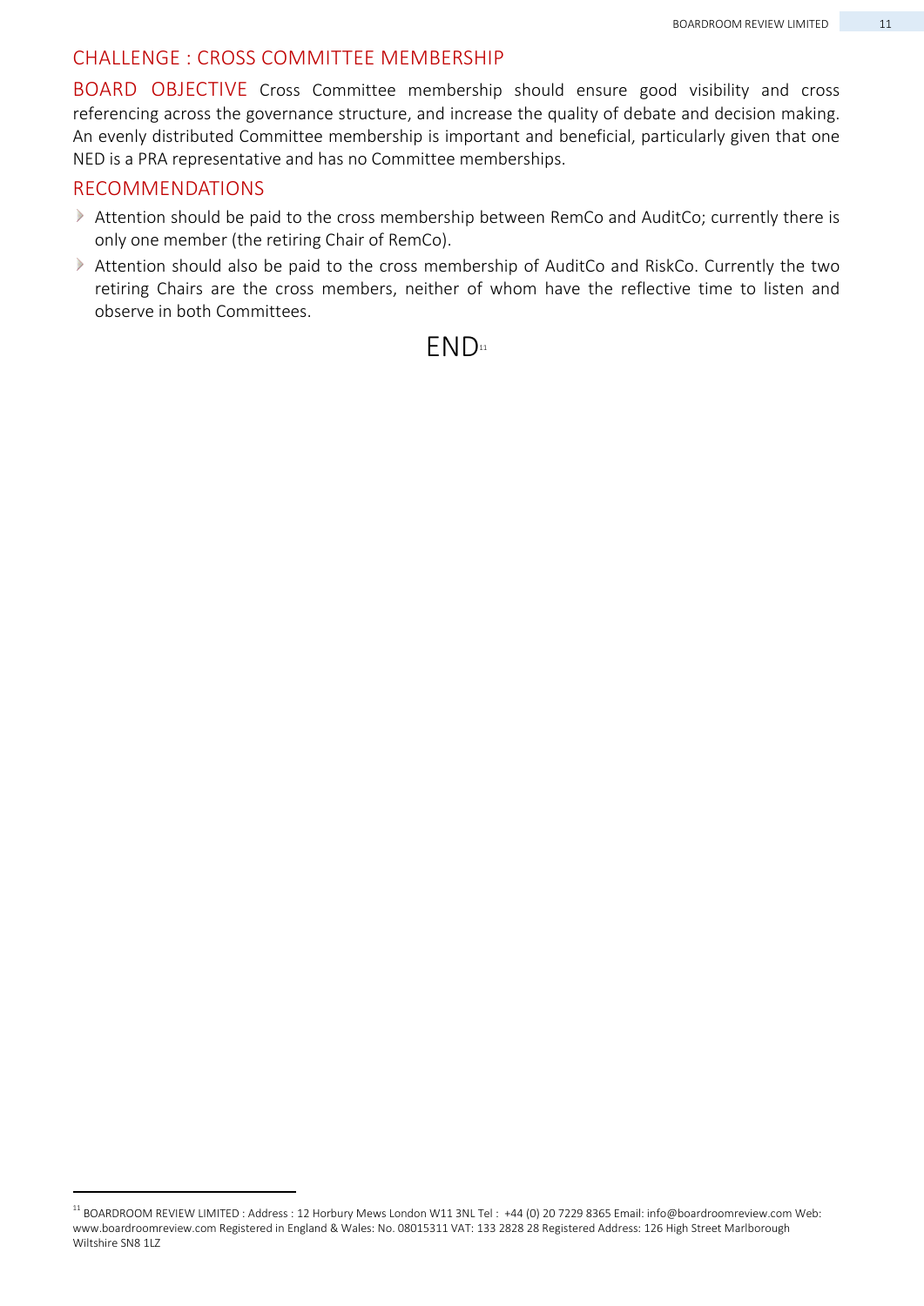## CHALLENGE : CROSS COMMITTEE MEMBERSHIP

**BOARD OBJECTIVE** Cross Committee membership should ensure good visibility and cross referencing across the governance structure, and increase the quality of debate and decision making. An evenly distributed Committee membership is important and beneficial, particularly given that one NED is a PRA representative and has no Committee memberships.

## RECOMMENDATIONS

- Attention should be paid to the cross membership between RemCo and AuditCo; currently there is only one member (the retiring Chair of RemCo).
- Attention should also be paid to the cross membership of AuditCo and RiskCo. Currently the two retiring Chairs are the cross members, neither of whom have the reflective time to listen and observe in both Committees.

END[11]

[11] BOARDROOM REVIEW LIMITED : Address : 12 Horbury Mews London W11 3NL Tel : +44 (0) 20 7229 8365 Email: info@boardroomreview.com Web: www.boardroomreview.com Registered in England & Wales: No. 08015311 VAT: 133 2828 28 Registered Address: 126 High Street Marlborough Wiltshire SN8 1LZ